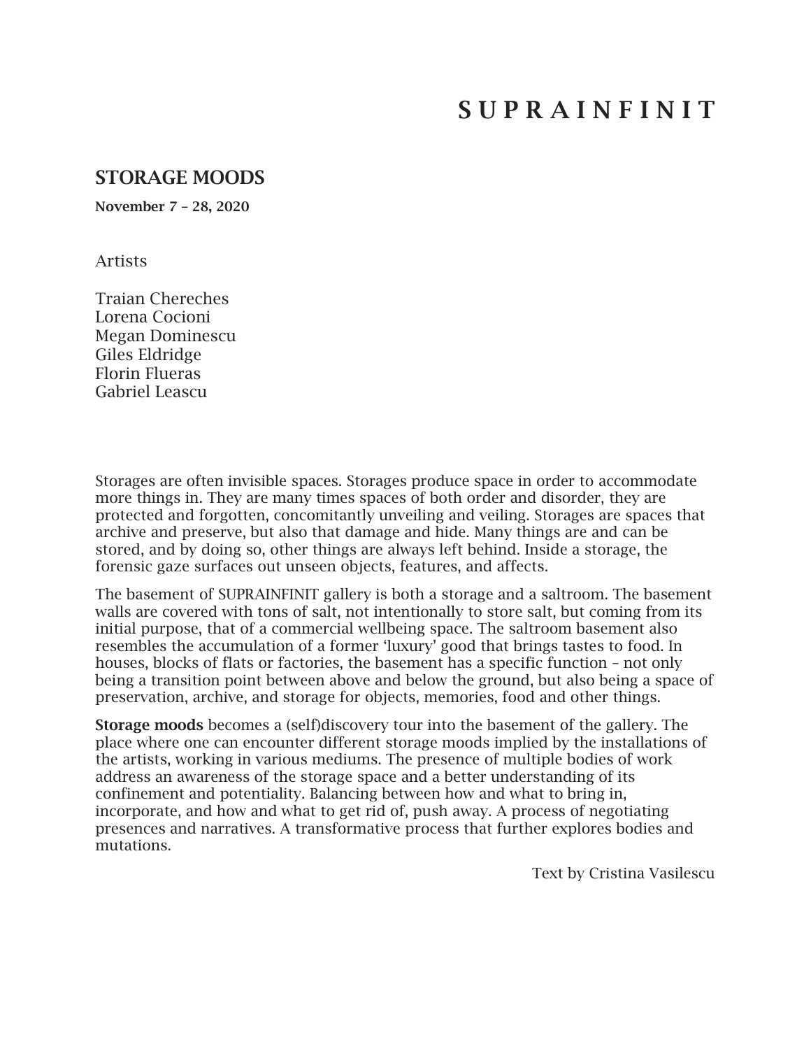# SUPRAINFINIT

## STORAGE MOODS

**November 7 – 28, 2020**

Artists

Traian Chereches
Lorena Cocioni
Megan Dominescu
Giles Eldridge
Florin Flueras
Gabriel Leascu

Storages are often invisible spaces. Storages produce space in order to accommodate more things in. They are many times spaces of both order and disorder, they are protected and forgotten, concomitantly unveiling and veiling. Storages are spaces that archive and preserve, but also that damage and hide. Many things are and can be stored, and by doing so, other things are always left behind. Inside a storage, the forensic gaze surfaces out unseen objects, features, and affects.

The basement of SUPRAINFINIT gallery is both a storage and a saltroom. The basement walls are covered with tons of salt, not intentionally to store salt, but coming from its initial purpose, that of a commercial wellbeing space. The saltroom basement also resembles the accumulation of a former 'luxury' good that brings tastes to food. In houses, blocks of flats or factories, the basement has a specific function – not only being a transition point between above and below the ground, but also being a space of preservation, archive, and storage for objects, memories, food and other things.

**Storage moods** becomes a (self)discovery tour into the basement of the gallery. The place where one can encounter different storage moods implied by the installations of the artists, working in various mediums. The presence of multiple bodies of work address an awareness of the storage space and a better understanding of its confinement and potentiality. Balancing between how and what to bring in, incorporate, and how and what to get rid of, push away. A process of negotiating presences and narratives. A transformative process that further explores bodies and mutations.

Text by Cristina Vasilescu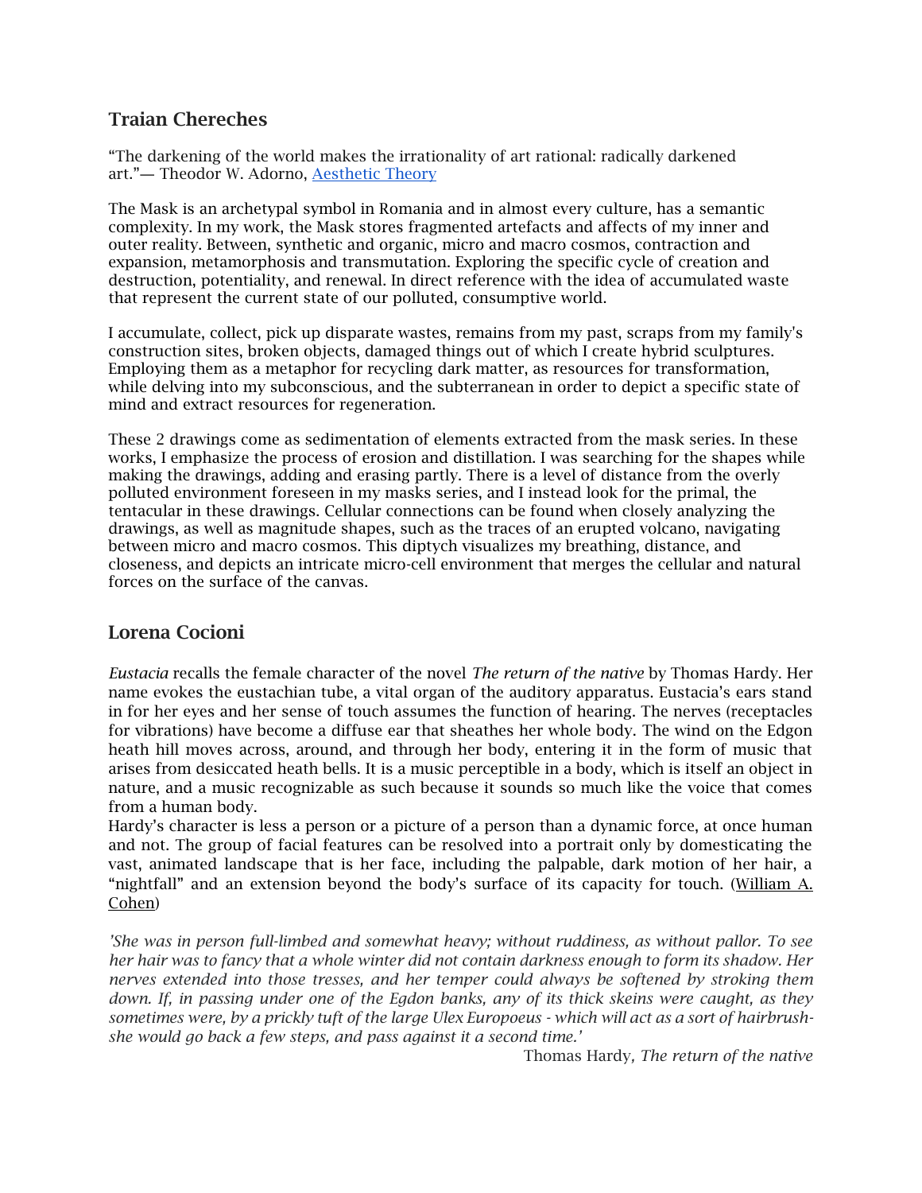## Traian Chereches

"The darkening of the world makes the irrationality of art rational: radically darkened art."— Theodor W. Adorno, [Aesthetic Theory]

The Mask is an archetypal symbol in Romania and in almost every culture, has a semantic complexity. In my work, the Mask stores fragmented artefacts and affects of my inner and outer reality. Between, synthetic and organic, micro and macro cosmos, contraction and expansion, metamorphosis and transmutation. Exploring the specific cycle of creation and destruction, potentiality, and renewal. In direct reference with the idea of accumulated waste that represent the current state of our polluted, consumptive world.

I accumulate, collect, pick up disparate wastes, remains from my past, scraps from my family's construction sites, broken objects, damaged things out of which I create hybrid sculptures. Employing them as a metaphor for recycling dark matter, as resources for transformation, while delving into my subconscious, and the subterranean in order to depict a specific state of mind and extract resources for regeneration.

These 2 drawings come as sedimentation of elements extracted from the mask series. In these works, I emphasize the process of erosion and distillation. I was searching for the shapes while making the drawings, adding and erasing partly. There is a level of distance from the overly polluted environment foreseen in my masks series, and I instead look for the primal, the tentacular in these drawings. Cellular connections can be found when closely analyzing the drawings, as well as magnitude shapes, such as the traces of an erupted volcano, navigating between micro and macro cosmos. This diptych visualizes my breathing, distance, and closeness, and depicts an intricate micro-cell environment that merges the cellular and natural forces on the surface of the canvas.

## Lorena Cocioni

*Eustacia* recalls the female character of the novel *The return of the native* by Thomas Hardy. Her name evokes the eustachian tube, a vital organ of the auditory apparatus. Eustacia's ears stand in for her eyes and her sense of touch assumes the function of hearing. The nerves (receptacles for vibrations) have become a diffuse ear that sheathes her whole body. The wind on the Edgon heath hill moves across, around, and through her body, entering it in the form of music that arises from desiccated heath bells. It is a music perceptible in a body, which is itself an object in nature, and a music recognizable as such because it sounds so much like the voice that comes from a human body.
Hardy's character is less a person or a picture of a person than a dynamic force, at once human and not. The group of facial features can be resolved into a portrait only by domesticating the vast, animated landscape that is her face, including the palpable, dark motion of her hair, a "nightfall" and an extension beyond the body's surface of its capacity for touch. ([William A. Cohen])

*'She was in person full-limbed and somewhat heavy; without ruddiness, as without pallor. To see her hair was to fancy that a whole winter did not contain darkness enough to form its shadow. Her nerves extended into those tresses, and her temper could always be softened by stroking them down. If, in passing under one of the Egdon banks, any of its thick skeins were caught, as they sometimes were, by a prickly tuft of the large Ulex Europoeus - which will act as a sort of hairbrush- she would go back a few steps, and pass against it a second time.'*

Thomas Hardy, *The return of the native*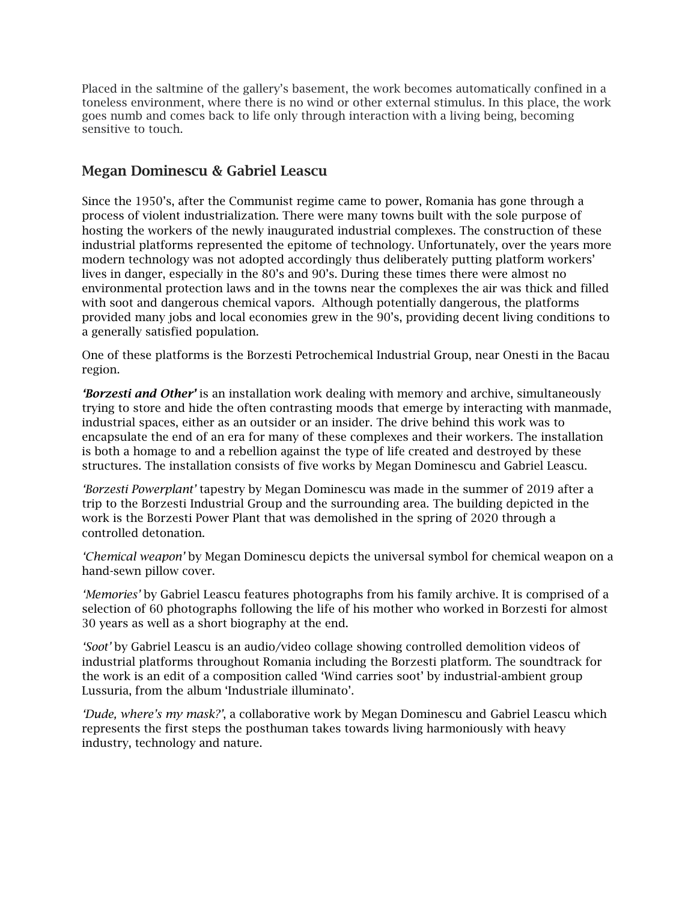Placed in the saltmine of the gallery's basement, the work becomes automatically confined in a toneless environment, where there is no wind or other external stimulus. In this place, the work goes numb and comes back to life only through interaction with a living being, becoming sensitive to touch.

## Megan Dominescu & Gabriel Leascu

Since the 1950's, after the Communist regime came to power, Romania has gone through a process of violent industrialization. There were many towns built with the sole purpose of hosting the workers of the newly inaugurated industrial complexes. The construction of these industrial platforms represented the epitome of technology. Unfortunately, over the years more modern technology was not adopted accordingly thus deliberately putting platform workers' lives in danger, especially in the 80's and 90's. During these times there were almost no environmental protection laws and in the towns near the complexes the air was thick and filled with soot and dangerous chemical vapors. Although potentially dangerous, the platforms provided many jobs and local economies grew in the 90's, providing decent living conditions to a generally satisfied population.

One of these platforms is the Borzesti Petrochemical Industrial Group, near Onesti in the Bacau region.

***'Borzesti and Other'*** is an installation work dealing with memory and archive, simultaneously trying to store and hide the often contrasting moods that emerge by interacting with manmade, industrial spaces, either as an outsider or an insider. The drive behind this work was to encapsulate the end of an era for many of these complexes and their workers. The installation is both a homage to and a rebellion against the type of life created and destroyed by these structures. The installation consists of five works by Megan Dominescu and Gabriel Leascu.

*'Borzesti Powerplant'* tapestry by Megan Dominescu was made in the summer of 2019 after a trip to the Borzesti Industrial Group and the surrounding area. The building depicted in the work is the Borzesti Power Plant that was demolished in the spring of 2020 through a controlled detonation.

*'Chemical weapon'* by Megan Dominescu depicts the universal symbol for chemical weapon on a hand-sewn pillow cover.

*'Memories'* by Gabriel Leascu features photographs from his family archive. It is comprised of a selection of 60 photographs following the life of his mother who worked in Borzesti for almost 30 years as well as a short biography at the end.

*'Soot'* by Gabriel Leascu is an audio/video collage showing controlled demolition videos of industrial platforms throughout Romania including the Borzesti platform. The soundtrack for the work is an edit of a composition called 'Wind carries soot' by industrial-ambient group Lussuria, from the album 'Industriale illuminato'.

*'Dude, where's my mask?'*, a collaborative work by Megan Dominescu and Gabriel Leascu which represents the first steps the posthuman takes towards living harmoniously with heavy industry, technology and nature.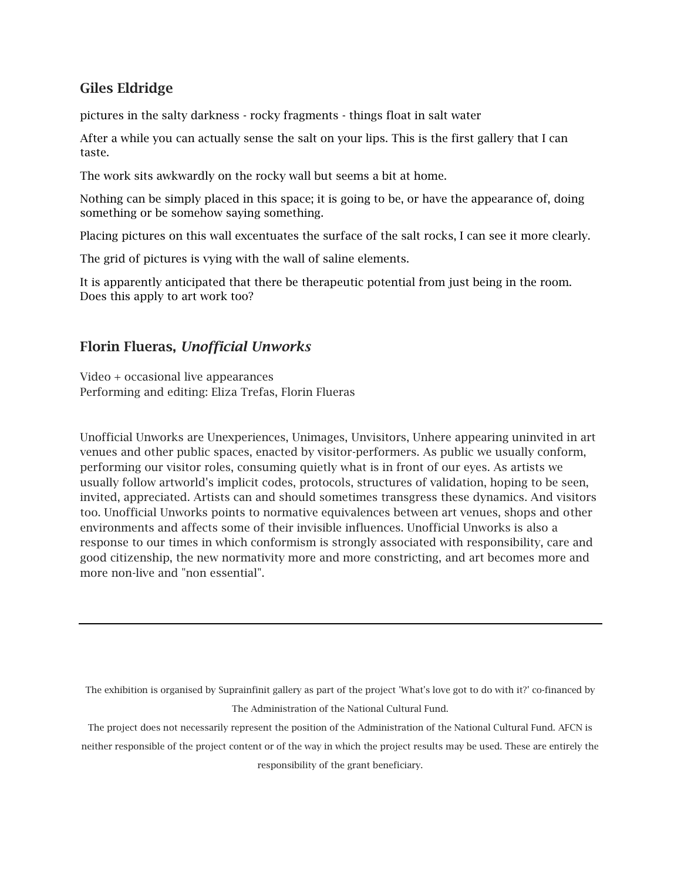## Giles Eldridge

pictures in the salty darkness - rocky fragments - things float in salt water

After a while you can actually sense the salt on your lips. This is the first gallery that I can taste.

The work sits awkwardly on the rocky wall but seems a bit at home.

Nothing can be simply placed in this space; it is going to be, or have the appearance of, doing something or be somehow saying something.

Placing pictures on this wall excentuates the surface of the salt rocks, I can see it more clearly.

The grid of pictures is vying with the wall of saline elements.

It is apparently anticipated that there be therapeutic potential from just being in the room. Does this apply to art work too?

## Florin Flueras, *Unofficial Unworks*

Video + occasional live appearances
Performing and editing: Eliza Trefas, Florin Flueras

Unofficial Unworks are Unexperiences, Unimages, Unvisitors, Unhere appearing uninvited in art venues and other public spaces, enacted by visitor-performers. As public we usually conform, performing our visitor roles, consuming quietly what is in front of our eyes. As artists we usually follow artworld's implicit codes, protocols, structures of validation, hoping to be seen, invited, appreciated. Artists can and should sometimes transgress these dynamics. And visitors too. Unofficial Unworks points to normative equivalences between art venues, shops and other environments and affects some of their invisible influences. Unofficial Unworks is also a response to our times in which conformism is strongly associated with responsibility, care and good citizenship, the new normativity more and more constricting, and art becomes more and more non-live and "non essential".

---

The exhibition is organised by Suprainfinit gallery as part of the project 'What's love got to do with it?' co-financed by The Administration of the National Cultural Fund.

The project does not necessarily represent the position of the Administration of the National Cultural Fund. AFCN is neither responsible of the project content or of the way in which the project results may be used. These are entirely the responsibility of the grant beneficiary.